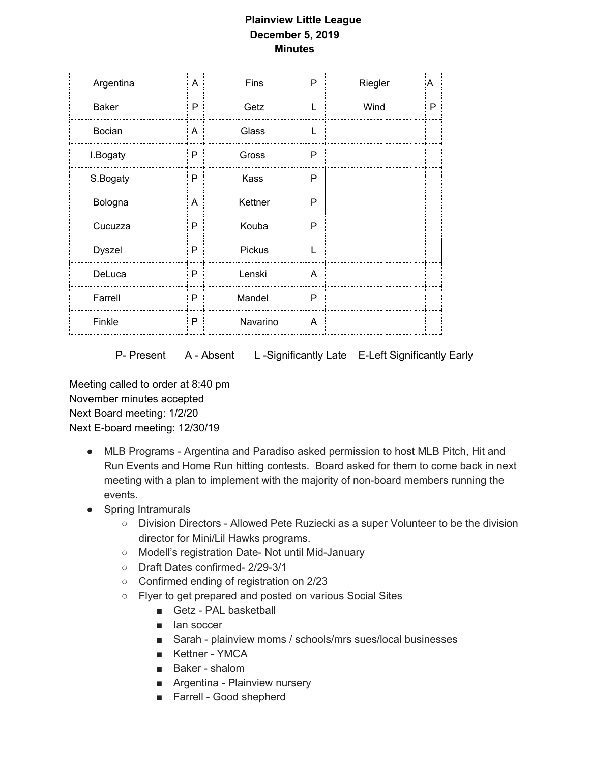**Plainview Little League**
**December 5, 2019**
**Minutes**

| | | | | | |
|---|---|---|---|---|---|
| Argentina | A | Fins | P | Riegler | A |
| Baker | P | Getz | L | Wind | P |
| Bocian | A | Glass | L | | |
| I.Bogaty | P | Gross | P | | |
| S.Bogaty | P | Kass | P | | |
| Bologna | A | Kettner | P | | |
| Cucuzza | P | Kouba | P | | |
| Dyszel | P | Pickus | L | | |
| DeLuca | P | Lenski | A | | |
| Farrell | P | Mandel | P | | |
| Finkle | P | Navarino | A | | |

P- Present A - Absent L -Significantly Late E-Left Significantly Early

Meeting called to order at 8:40 pm
November minutes accepted
Next Board meeting: 1/2/20
Next E-board meeting: 12/30/19

- MLB Programs - Argentina and Paradiso asked permission to host MLB Pitch, Hit and Run Events and Home Run hitting contests. Board asked for them to come back in next meeting with a plan to implement with the majority of non-board members running the events.
- Spring Intramurals
  - Division Directors - Allowed Pete Ruziecki as a super Volunteer to be the division director for Mini/Lil Hawks programs.
  - Modell's registration Date- Not until Mid-January
  - Draft Dates confirmed- 2/29-3/1
  - Confirmed ending of registration on 2/23
  - Flyer to get prepared and posted on various Social Sites
    - Getz - PAL basketball
    - Ian soccer
    - Sarah - plainview moms / schools/mrs sues/local businesses
    - Kettner - YMCA
    - Baker - shalom
    - Argentina - Plainview nursery
    - Farrell - Good shepherd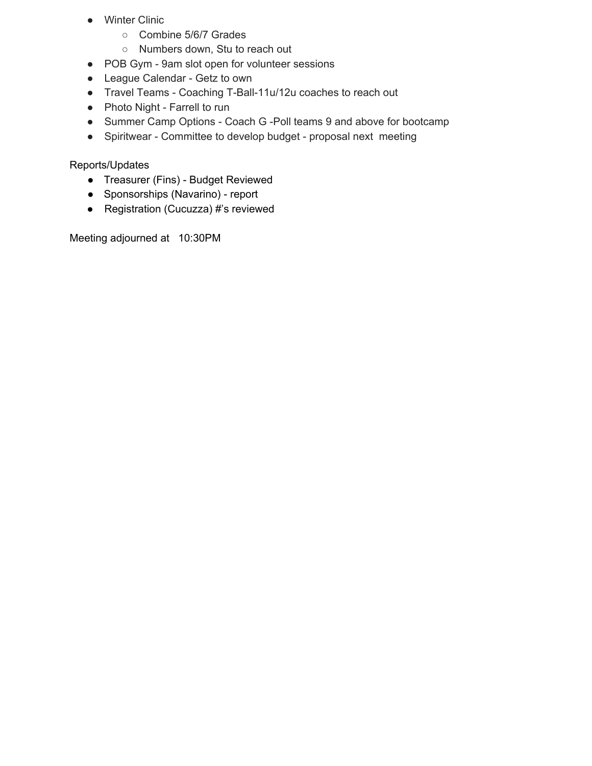- Winter Clinic
  - Combine 5/6/7 Grades
  - Numbers down, Stu to reach out
- POB Gym - 9am slot open for volunteer sessions
- League Calendar - Getz to own
- Travel Teams - Coaching T-Ball-11u/12u coaches to reach out
- Photo Night - Farrell to run
- Summer Camp Options - Coach G -Poll teams 9 and above for bootcamp
- Spiritwear - Committee to develop budget - proposal next meeting

Reports/Updates

- Treasurer (Fins) - Budget Reviewed
- Sponsorships (Navarino) - report
- Registration (Cucuzza) #'s reviewed

Meeting adjourned at 10:30PM